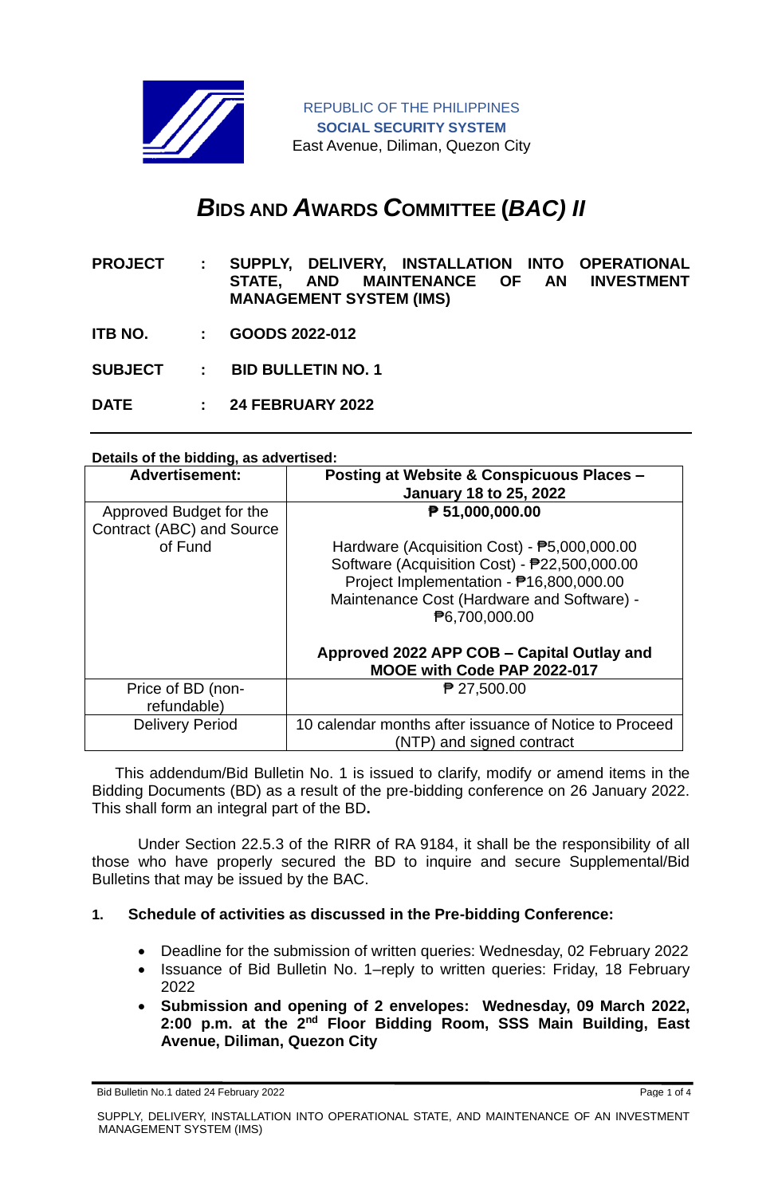REPUBLIC OF THE PHILIPPINES
**SOCIAL SECURITY SYSTEM**
East Avenue, Diliman, Quezon City

# *B*IDS AND *A*WARDS *C*OMMITTEE (*BAC) II*

**PROJECT : SUPPLY, DELIVERY, INSTALLATION INTO OPERATIONAL STATE, AND MAINTENANCE OF AN INVESTMENT MANAGEMENT SYSTEM (IMS)**

**ITB NO. : GOODS 2022-012**

**SUBJECT : BID BULLETIN NO. 1**

**DATE : 24 FEBRUARY 2022**

**Details of the bidding, as advertised:**

| **Advertisement:** | **Posting at Website & Conspicuous Places – January 18 to 25, 2022** |
|---|---|
| Approved Budget for the Contract (ABC) and Source of Fund | **₱ 51,000,000.00**<br><br>Hardware (Acquisition Cost) - ₱5,000,000.00<br>Software (Acquisition Cost) - ₱22,500,000.00<br>Project Implementation - ₱16,800,000.00<br>Maintenance Cost (Hardware and Software) - ₱6,700,000.00<br><br>**Approved 2022 APP COB – Capital Outlay and MOOE with Code PAP 2022-017** |
| Price of BD (non-refundable) | ₱ 27,500.00 |
| Delivery Period | 10 calendar months after issuance of Notice to Proceed (NTP) and signed contract |

This addendum/Bid Bulletin No. 1 is issued to clarify, modify or amend items in the Bidding Documents (BD) as a result of the pre-bidding conference on 26 January 2022. This shall form an integral part of the BD**.**

Under Section 22.5.3 of the RIRR of RA 9184, it shall be the responsibility of all those who have properly secured the BD to inquire and secure Supplemental/Bid Bulletins that may be issued by the BAC.

**1. Schedule of activities as discussed in the Pre-bidding Conference:**

- Deadline for the submission of written queries: Wednesday, 02 February 2022
- Issuance of Bid Bulletin No. 1–reply to written queries: Friday, 18 February 2022
- **Submission and opening of 2 envelopes: Wednesday, 09 March 2022, 2:00 p.m. at the 2nd Floor Bidding Room, SSS Main Building, East Avenue, Diliman, Quezon City**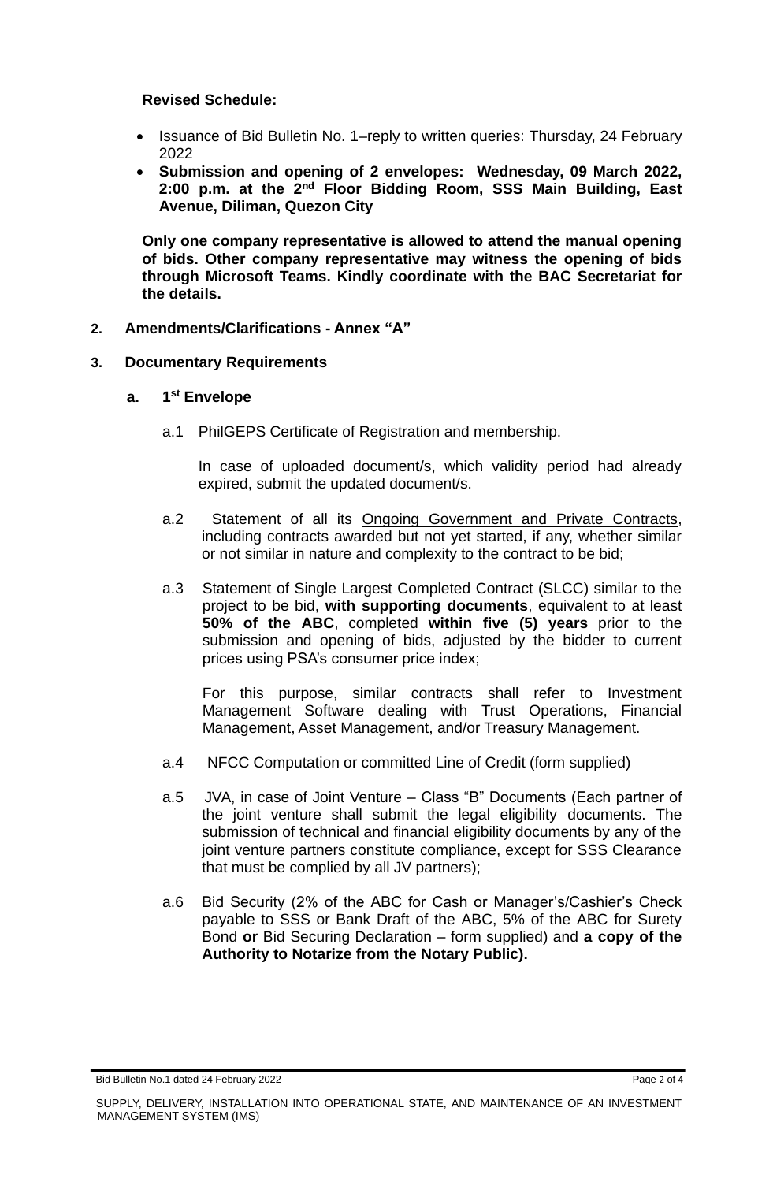**Revised Schedule:**

- Issuance of Bid Bulletin No. 1–reply to written queries: Thursday, 24 February 2022
- **Submission and opening of 2 envelopes: Wednesday, 09 March 2022, 2:00 p.m. at the 2nd Floor Bidding Room, SSS Main Building, East Avenue, Diliman, Quezon City**

**Only one company representative is allowed to attend the manual opening of bids. Other company representative may witness the opening of bids through Microsoft Teams. Kindly coordinate with the BAC Secretariat for the details.**

**2. Amendments/Clarifications - Annex "A"**

**3. Documentary Requirements**

**a. 1st Envelope**

a.1 PhilGEPS Certificate of Registration and membership.

In case of uploaded document/s, which validity period had already expired, submit the updated document/s.

a.2 Statement of all its Ongoing Government and Private Contracts, including contracts awarded but not yet started, if any, whether similar or not similar in nature and complexity to the contract to be bid;

a.3 Statement of Single Largest Completed Contract (SLCC) similar to the project to be bid, **with supporting documents**, equivalent to at least **50% of the ABC**, completed **within five (5) years** prior to the submission and opening of bids, adjusted by the bidder to current prices using PSA's consumer price index;

For this purpose, similar contracts shall refer to Investment Management Software dealing with Trust Operations, Financial Management, Asset Management, and/or Treasury Management.

a.4 NFCC Computation or committed Line of Credit (form supplied)

a.5 JVA, in case of Joint Venture – Class "B" Documents (Each partner of the joint venture shall submit the legal eligibility documents. The submission of technical and financial eligibility documents by any of the joint venture partners constitute compliance, except for SSS Clearance that must be complied by all JV partners);

a.6 Bid Security (2% of the ABC for Cash or Manager's/Cashier's Check payable to SSS or Bank Draft of the ABC, 5% of the ABC for Surety Bond **or** Bid Securing Declaration – form supplied) and **a copy of the Authority to Notarize from the Notary Public).**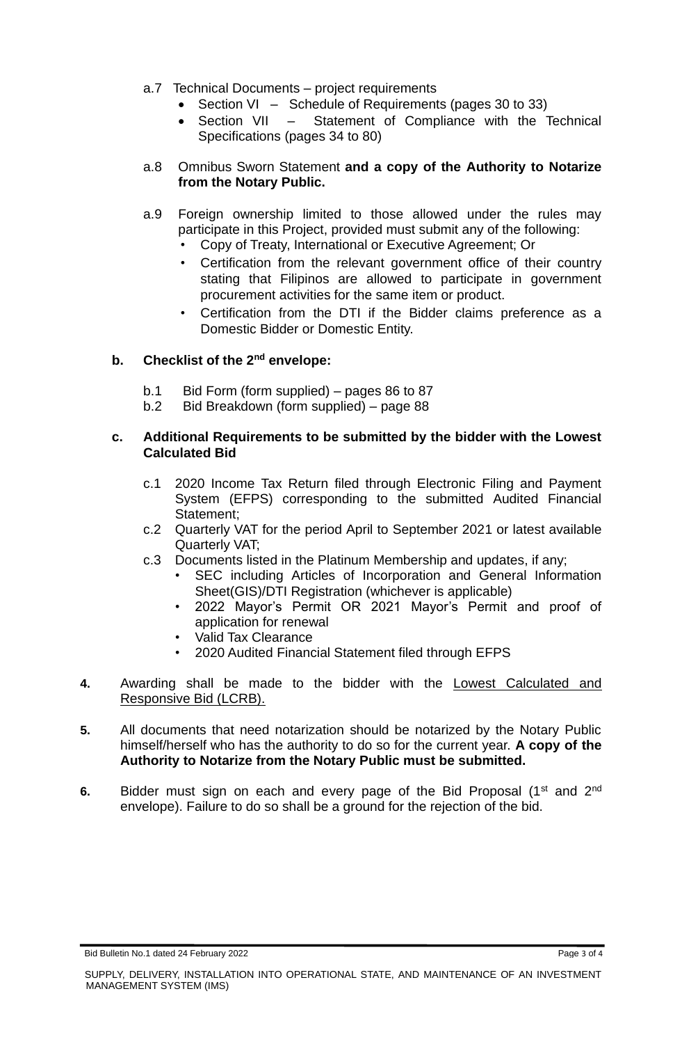a.7 Technical Documents – project requirements

- Section VI – Schedule of Requirements (pages 30 to 33)
- Section VII – Statement of Compliance with the Technical Specifications (pages 34 to 80)

a.8 Omnibus Sworn Statement **and a copy of the Authority to Notarize from the Notary Public.**

a.9 Foreign ownership limited to those allowed under the rules may participate in this Project, provided must submit any of the following:

- Copy of Treaty, International or Executive Agreement; Or
- Certification from the relevant government office of their country stating that Filipinos are allowed to participate in government procurement activities for the same item or product.
- Certification from the DTI if the Bidder claims preference as a Domestic Bidder or Domestic Entity.

**b. Checklist of the 2nd envelope:**

b.1 Bid Form (form supplied) – pages 86 to 87
b.2 Bid Breakdown (form supplied) – page 88

**c. Additional Requirements to be submitted by the bidder with the Lowest Calculated Bid**

c.1 2020 Income Tax Return filed through Electronic Filing and Payment System (EFPS) corresponding to the submitted Audited Financial Statement;
c.2 Quarterly VAT for the period April to September 2021 or latest available Quarterly VAT;
c.3 Documents listed in the Platinum Membership and updates, if any;

- SEC including Articles of Incorporation and General Information Sheet(GIS)/DTI Registration (whichever is applicable)
- 2022 Mayor's Permit OR 2021 Mayor's Permit and proof of application for renewal
- Valid Tax Clearance
- 2020 Audited Financial Statement filed through EFPS

**4.** Awarding shall be made to the bidder with the Lowest Calculated and Responsive Bid (LCRB).

**5.** All documents that need notarization should be notarized by the Notary Public himself/herself who has the authority to do so for the current year. **A copy of the Authority to Notarize from the Notary Public must be submitted.**

**6.** Bidder must sign on each and every page of the Bid Proposal (1st and 2nd envelope). Failure to do so shall be a ground for the rejection of the bid.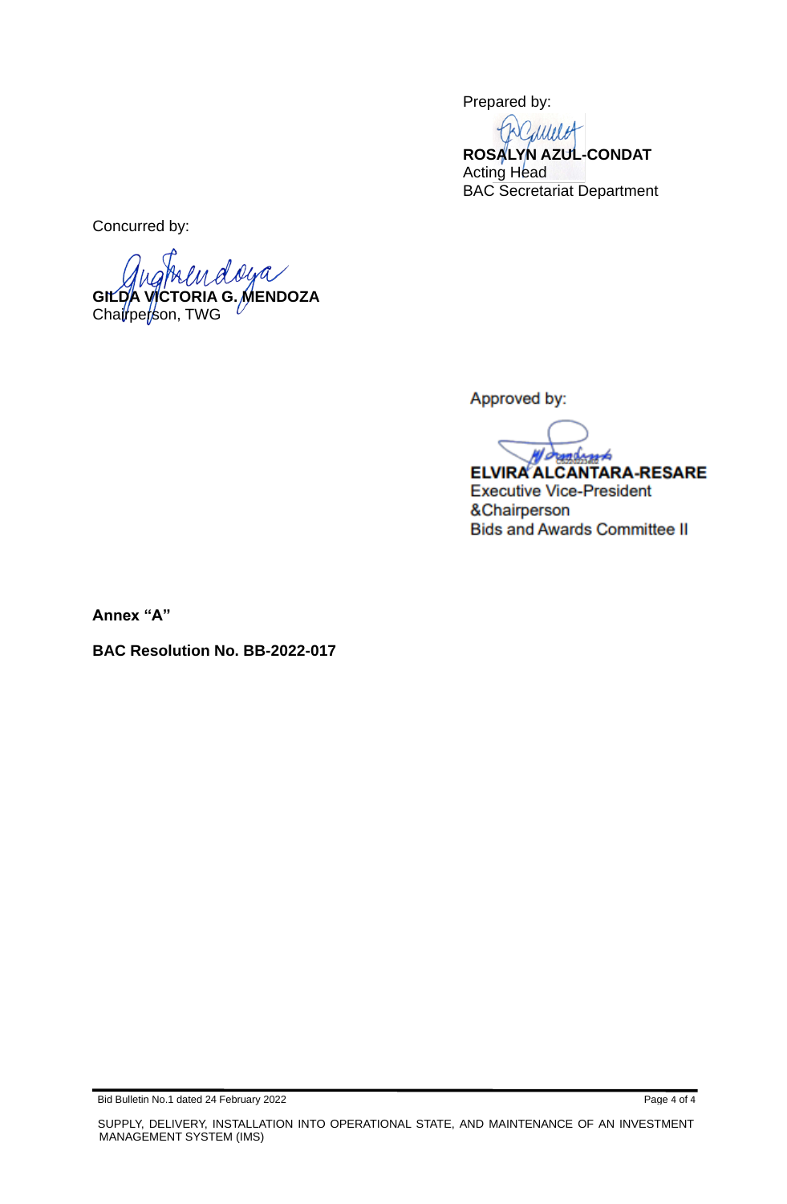Prepared by:

**ROSALYN AZUL-CONDAT**
Acting Head
BAC Secretariat Department

Concurred by:

**GILDA VICTORIA G. MENDOZA**
Chairperson, TWG

Approved by:

**ELVIRA ALCANTARA-RESARE**
Executive Vice-President
&Chairperson
Bids and Awards Committee II

**Annex "A"**

**BAC Resolution No. BB-2022-017**